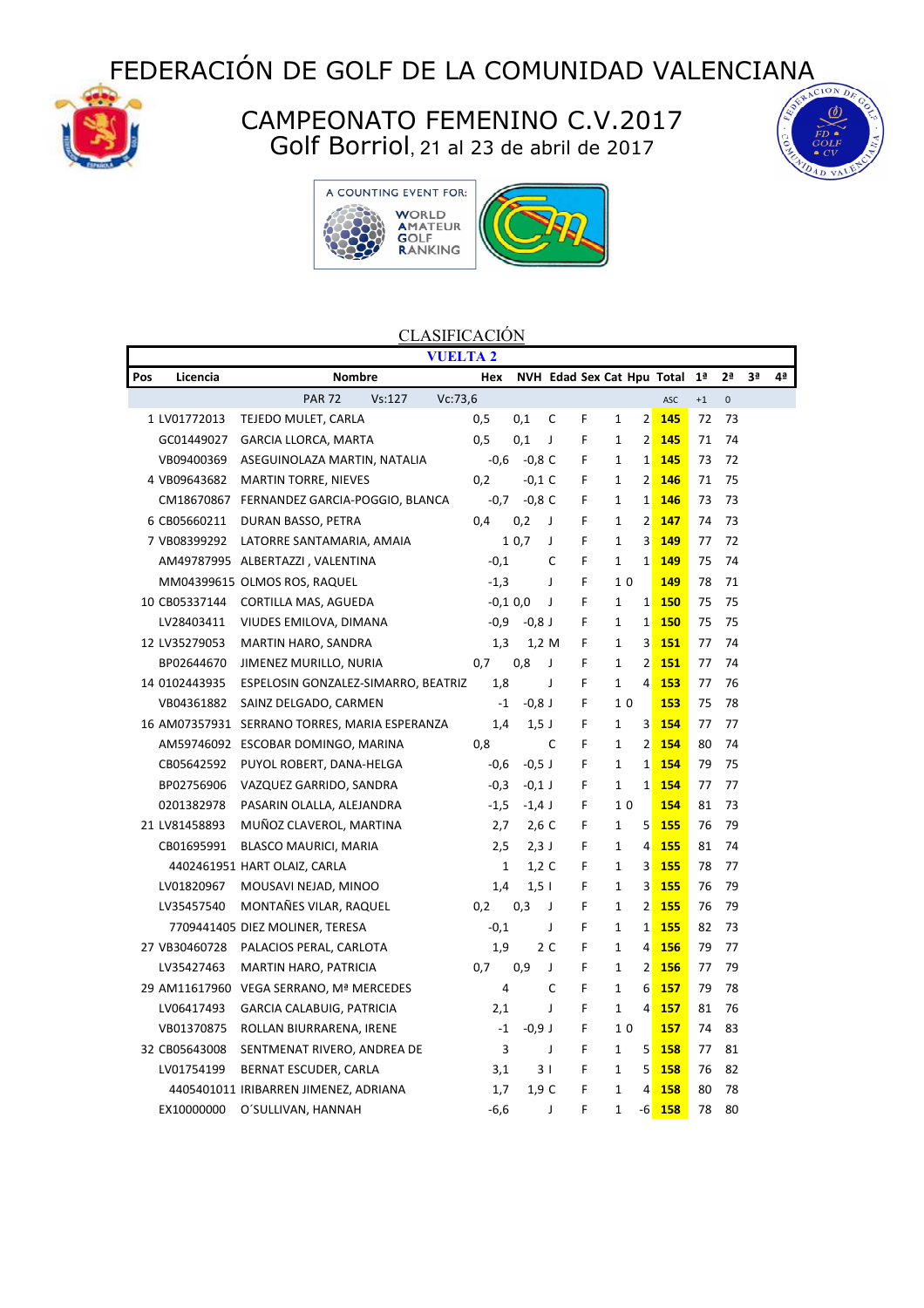# FEDERACIÓN DE GOLF DE LA COMUNIDAD VALENCIANA

## CAMPEONATO FEMENINO C.V.2017

### Golf Borriol, 21 al 23 de abril de 2017

A COUNTING EVENT FOR: WORLD AMATEUR GOLF RANKING

## CLASIFICACIÓN

**VUELTA 2**

| Pos | Licencia | Nombre | Hex | NVH | Edad | Sex | Cat | Hpu | Total | 1ª | 2ª | 3ª | 4ª |
|---|---|---|---|---|---|---|---|---|---|---|---|---|---|
| | | PAR 72 Vs:127 Vc:73,6 | | | | | | | ASC | +1 | 0 | | |
| 1 | LV01772013 | TEJEDO MULET, CARLA | 0,5 | 0,1 | C | F | 1 | 2 | **145** | 72 | 73 | | |
| | GC01449027 | GARCIA LLORCA, MARTA | 0,5 | 0,1 | J | F | 1 | 2 | **145** | 71 | 74 | | |
| | VB09400369 | ASEGUINOLAZA MARTIN, NATALIA | -0,6 | -0,8 | C | F | 1 | 1 | **145** | 73 | 72 | | |
| 4 | VB09643682 | MARTIN TORRE, NIEVES | 0,2 | -0,1 | C | F | 1 | 2 | **146** | 71 | 75 | | |
| | CM18670867 | FERNANDEZ GARCIA-POGGIO, BLANCA | -0,7 | -0,8 | C | F | 1 | 1 | **146** | 73 | 73 | | |
| 6 | CB05660211 | DURAN BASSO, PETRA | 0,4 | 0,2 | J | F | 1 | 2 | **147** | 74 | 73 | | |
| 7 | VB08399292 | LATORRE SANTAMARIA, AMAIA | 1 | 0,7 | J | F | 1 | 3 | **149** | 77 | 72 | | |
| | AM49787995 | ALBERTAZZI , VALENTINA | -0,1 | | C | F | 1 | 1 | **149** | 75 | 74 | | |
| | MM04399615 | OLMOS ROS, RAQUEL | -1,3 | | J | F | 1 | 0 | **149** | 78 | 71 | | |
| 10 | CB05337144 | CORTILLA MAS, AGUEDA | -0,1 | 0,0 | J | F | 1 | 1 | **150** | 75 | 75 | | |
| | LV28403411 | VIUDES EMILOVA, DIMANA | -0,9 | -0,8 | J | F | 1 | 1 | **150** | 75 | 75 | | |
| 12 | LV35279053 | MARTIN HARO, SANDRA | 1,3 | 1,2 | M | F | 1 | 3 | **151** | 77 | 74 | | |
| | BP02644670 | JIMENEZ MURILLO, NURIA | 0,7 | 0,8 | J | F | 1 | 2 | **151** | 77 | 74 | | |
| 14 | 0102443935 | ESPELOSIN GONZALEZ-SIMARRO, BEATRIZ | 1,8 | | J | F | 1 | 4 | **153** | 77 | 76 | | |
| | VB04361882 | SAINZ DELGADO, CARMEN | -1 | -0,8 | J | F | 1 | 0 | **153** | 75 | 78 | | |
| 16 | AM07357931 | SERRANO TORRES, MARIA ESPERANZA | 1,4 | 1,5 | J | F | 1 | 3 | **154** | 77 | 77 | | |
| | AM59746092 | ESCOBAR DOMINGO, MARINA | 0,8 | | C | F | 1 | 2 | **154** | 80 | 74 | | |
| | CB05642592 | PUYOL ROBERT, DANA-HELGA | -0,6 | -0,5 | J | F | 1 | 1 | **154** | 79 | 75 | | |
| | BP02756906 | VAZQUEZ GARRIDO, SANDRA | -0,3 | -0,1 | J | F | 1 | 1 | **154** | 77 | 77 | | |
| | 0201382978 | PASARIN OLALLA, ALEJANDRA | -1,5 | -1,4 | J | F | 1 | 0 | **154** | 81 | 73 | | |
| 21 | LV81458893 | MUÑOZ CLAVEROL, MARTINA | 2,7 | 2,6 | C | F | 1 | 5 | **155** | 76 | 79 | | |
| | CB01695991 | BLASCO MAURICI, MARIA | 2,5 | 2,3 | J | F | 1 | 4 | **155** | 81 | 74 | | |
| | 4402461951 | HART OLAIZ, CARLA | 1 | 1,2 | C | F | 1 | 3 | **155** | 78 | 77 | | |
| | LV01820967 | MOUSAVI NEJAD, MINOO | 1,4 | 1,5 | I | F | 1 | 3 | **155** | 76 | 79 | | |
| | LV35457540 | MONTAÑES VILAR, RAQUEL | 0,2 | 0,3 | J | F | 1 | 2 | **155** | 76 | 79 | | |
| | 7709441405 | DIEZ MOLINER, TERESA | -0,1 | | J | F | 1 | 1 | **155** | 82 | 73 | | |
| 27 | VB30460728 | PALACIOS PERAL, CARLOTA | 1,9 | 2 | C | F | 1 | 4 | **156** | 79 | 77 | | |
| | LV35427463 | MARTIN HARO, PATRICIA | 0,7 | 0,9 | J | F | 1 | 2 | **156** | 77 | 79 | | |
| 29 | AM11617960 | VEGA SERRANO, Mª MERCEDES | 4 | | C | F | 1 | 6 | **157** | 79 | 78 | | |
| | LV06417493 | GARCIA CALABUIG, PATRICIA | 2,1 | | J | F | 1 | 4 | **157** | 81 | 76 | | |
| | VB01370875 | ROLLAN BIURRARENA, IRENE | -1 | -0,9 | J | F | 1 | 0 | **157** | 74 | 83 | | |
| 32 | CB05643008 | SENTMENAT RIVERO, ANDREA DE | 3 | | J | F | 1 | 5 | **158** | 77 | 81 | | |
| | LV01754199 | BERNAT ESCUDER, CARLA | 3,1 | 3 | I | F | 1 | 5 | **158** | 76 | 82 | | |
| | 4405401011 | IRIBARREN JIMENEZ, ADRIANA | 1,7 | 1,9 | C | F | 1 | 4 | **158** | 80 | 78 | | |
| | EX10000000 | O´SULLIVAN, HANNAH | -6,6 | | J | F | 1 | -6 | **158** | 78 | 80 | | |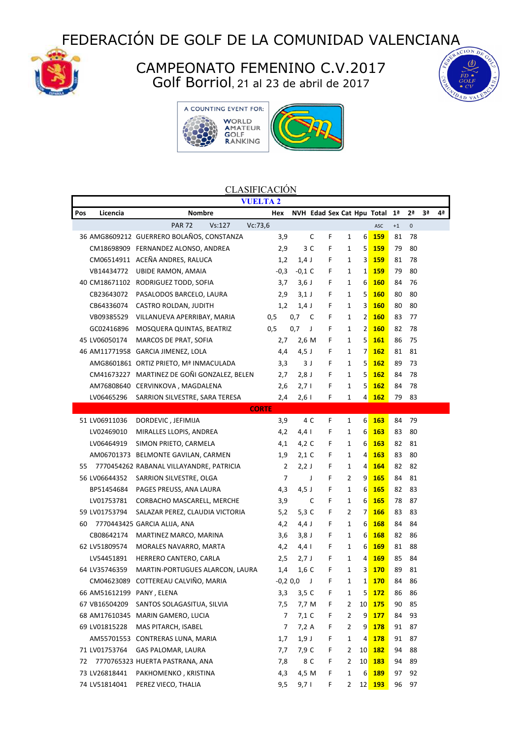# FEDERACIÓN DE GOLF DE LA COMUNIDAD VALENCIANA

## CAMPEONATO FEMENINO C.V.2017

Golf Borriol, 21 al 23 de abril de 2017

A COUNTING EVENT FOR: WORLD AMATEUR GOLF RANKING

CLASIFICACIÓN

| VUELTA 2 | | | | | | | | | | | | | | | |
|---|---|---|---|---|---|---|---|---|---|---|---|---|---|---|---|
| Pos | Licencia | Nombre | Hex | NVH | Edad | Sex | Cat | Hpu | Total | 1ª | 2ª | 3ª | 4ª |
| | | PAR 72 Vs:127 Vc:73,6 | | | | | | | ASC | +1 | 0 | | |
| 36 | AMG8609212 | GUERRERO BOLAÑOS, CONSTANZA | 3,9 | | C | F | 1 | 6 | 159 | 81 | 78 | | |
| | CM18698909 | FERNANDEZ ALONSO, ANDREA | 2,9 | 3 | C | F | 1 | 5 | 159 | 79 | 80 | | |
| | CM06514911 | ACEÑA ANDRES, RALUCA | 1,2 | 1,4 | J | F | 1 | 3 | 159 | 81 | 78 | | |
| | VB14434772 | UBIDE RAMON, AMAIA | -0,3 | -0,1 | C | F | 1 | 1 | 159 | 79 | 80 | | |
| 40 | CM18671102 | RODRIGUEZ TODD, SOFIA | 3,7 | 3,6 | J | F | 1 | 6 | 160 | 84 | 76 | | |
| | CB23643072 | PASALODOS BARCELO, LAURA | 2,9 | 3,1 | J | F | 1 | 5 | 160 | 80 | 80 | | |
| | CB64336074 | CASTRO ROLDAN, JUDITH | 1,2 | 1,4 | J | F | 1 | 3 | 160 | 80 | 80 | | |
| | VB09385529 | VILLANUEVA APERRIBAY, MARIA | 0,5 | 0,7 | C | F | 1 | 2 | 160 | 83 | 77 | | |
| | GC02416896 | MOSQUERA QUINTAS, BEATRIZ | 0,5 | 0,7 | J | F | 1 | 2 | 160 | 82 | 78 | | |
| 45 | LV06050174 | MARCOS DE PRAT, SOFIA | 2,7 | 2,6 | M | F | 1 | 5 | 161 | 86 | 75 | | |
| 46 | AM11771958 | GARCIA JIMENEZ, LOLA | 4,4 | 4,5 | J | F | 1 | 7 | 162 | 81 | 81 | | |
| | AMG8601861 | ORTIZ PRIETO, Mª INMACULADA | 3,3 | 3 | J | F | 1 | 5 | 162 | 89 | 73 | | |
| | CM41673227 | MARTINEZ DE GOÑI GONZALEZ, BELEN | 2,7 | 2,8 | J | F | 1 | 5 | 162 | 84 | 78 | | |
| | AM76808640 | CERVINKOVA , MAGDALENA | 2,6 | 2,7 | I | F | 1 | 5 | 162 | 84 | 78 | | |
| | LV06465296 | SARRION SILVESTRE, SARA TERESA | 2,4 | 2,6 | I | F | 1 | 4 | 162 | 79 | 83 | | |
| CORTE | | | | | | | | | | | | | |
| 51 | LV06911036 | DORDEVIC , JEFIMIJA | 3,9 | 4 | C | F | 1 | 6 | 163 | 84 | 79 | | |
| | LV02469010 | MIRALLES LLOPIS, ANDREA | 4,2 | 4,4 | I | F | 1 | 6 | 163 | 83 | 80 | | |
| | LV06464919 | SIMON PRIETO, CARMELA | 4,1 | 4,2 | C | F | 1 | 6 | 163 | 82 | 81 | | |
| | AM06701373 | BELMONTE GAVILAN, CARMEN | 1,9 | 2,1 | C | F | 1 | 4 | 163 | 83 | 80 | | |
| 55 | 7770454262 | RABANAL VILLAYANDRE, PATRICIA | 2 | 2,2 | J | F | 1 | 4 | 164 | 82 | 82 | | |
| 56 | LV06644352 | SARRION SILVESTRE, OLGA | 7 | | J | F | 2 | 9 | 165 | 84 | 81 | | |
| | BP51454684 | PAGES PREUSS, ANA LAURA | 4,3 | 4,5 | J | F | 1 | 6 | 165 | 82 | 83 | | |
| | LV01753781 | CORBACHO MASCARELL, MERCHE | 3,9 | | C | F | 1 | 6 | 165 | 78 | 87 | | |
| 59 | LV01753794 | SALAZAR PEREZ, CLAUDIA VICTORIA | 5,2 | 5,3 | C | F | 2 | 7 | 166 | 83 | 83 | | |
| 60 | 7770443425 | GARCIA ALIJA, ANA | 4,2 | 4,4 | J | F | 1 | 6 | 168 | 84 | 84 | | |
| | CB08642174 | MARTINEZ MARCO, MARINA | 3,6 | 3,8 | J | F | 1 | 6 | 168 | 82 | 86 | | |
| 62 | LV51809574 | MORALES NAVARRO, MARTA | 4,2 | 4,4 | I | F | 1 | 6 | 169 | 81 | 88 | | |
| | LV54451891 | HERRERO CANTERO, CARLA | 2,5 | 2,7 | J | F | 1 | 4 | 169 | 85 | 84 | | |
| 64 | LV35746359 | MARTIN-PORTUGUES ALARCON, LAURA | 1,4 | 1,6 | C | F | 1 | 3 | 170 | 89 | 81 | | |
| | CM04623089 | COTTEREAU CALVIÑO, MARIA | -0,2 | 0,0 | J | F | 1 | 1 | 170 | 84 | 86 | | |
| 66 | AM51612199 | PANY , ELENA | 3,3 | 3,5 | C | F | 1 | 5 | 172 | 86 | 86 | | |
| 67 | VB16504209 | SANTOS SOLAGASITUA, SILVIA | 7,5 | 7,7 | M | F | 2 | 10 | 175 | 90 | 85 | | |
| 68 | AM17610345 | MARIN GAMERO, LUCIA | 7 | 7,1 | C | F | 2 | 9 | 177 | 84 | 93 | | |
| 69 | LV01815228 | MAS PITARCH, ISABEL | 7 | 7,2 | A | F | 2 | 9 | 178 | 91 | 87 | | |
| | AM55701553 | CONTRERAS LUNA, MARIA | 1,7 | 1,9 | J | F | 1 | 4 | 178 | 91 | 87 | | |
| 71 | LV01753764 | GAS PALOMAR, LAURA | 7,7 | 7,9 | C | F | 2 | 10 | 182 | 94 | 88 | | |
| 72 | 7770765323 | HUERTA PASTRANA, ANA | 7,8 | 8 | C | F | 2 | 10 | 183 | 94 | 89 | | |
| 73 | LV26818441 | PAKHOMENKO , KRISTINA | 4,3 | 4,5 | M | F | 1 | 6 | 189 | 97 | 92 | | |
| 74 | LV51814041 | PEREZ VIECO, THALIA | 9,5 | 9,7 | I | F | 2 | 12 | 193 | 96 | 97 | | |